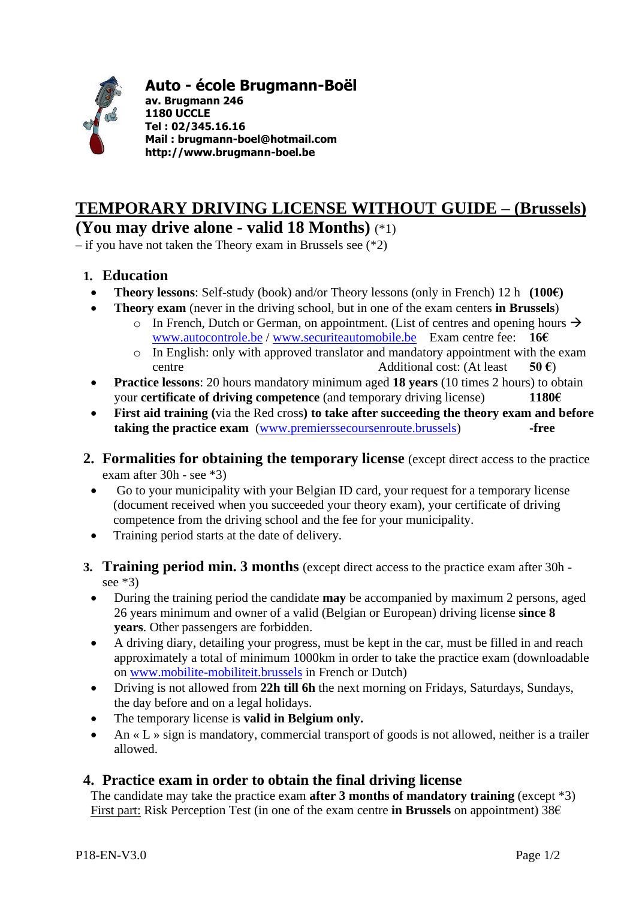**Auto - école Brugmann-Boël**
**av. Brugmann 246**
**1180 UCCLE**
**Tel : 02/345.16.16**
**Mail : brugmann-boel@hotmail.com**
**http://www.brugmann-boel.be**

# TEMPORARY DRIVING LICENSE WITHOUT GUIDE – (Brussels)

## (You may drive alone - valid 18 Months) (*1)

– if you have not taken the Theory exam in Brussels see (*2)

### 1. Education

- **Theory lessons**: Self-study (book) and/or Theory lessons (only in French) 12 h **(100€)**
- **Theory exam** (never in the driving school, but in one of the exam centers **in Brussels**)
  - In French, Dutch or German, on appointment. (List of centres and opening hours → www.autocontrole.be / www.securiteautomobile.be Exam centre fee: **16€**
  - In English: only with approved translator and mandatory appointment with the exam centre Additional cost: (At least **50 €**)
- **Practice lessons**: 20 hours mandatory minimum aged **18 years** (10 times 2 hours) to obtain your **certificate of driving competence** (and temporary driving license) **1180€**
- **First aid training (**via the Red cross**) to take after succeeding the theory exam and before taking the practice exam** (www.premierssecoursenroute.brussels) **-free**

### 2. Formalities for obtaining the temporary license (except direct access to the practice exam after 30h - see *3)

- Go to your municipality with your Belgian ID card, your request for a temporary license (document received when you succeeded your theory exam), your certificate of driving competence from the driving school and the fee for your municipality.
- Training period starts at the date of delivery.

### 3. Training period min. 3 months (except direct access to the practice exam after 30h - see *3)

- During the training period the candidate **may** be accompanied by maximum 2 persons, aged 26 years minimum and owner of a valid (Belgian or European) driving license **since 8 years**. Other passengers are forbidden.
- A driving diary, detailing your progress, must be kept in the car, must be filled in and reach approximately a total of minimum 1000km in order to take the practice exam (downloadable on www.mobilite-mobiliteit.brussels in French or Dutch)
- Driving is not allowed from **22h till 6h** the next morning on Fridays, Saturdays, Sundays, the day before and on a legal holidays.
- The temporary license is **valid in Belgium only.**
- An « L » sign is mandatory, commercial transport of goods is not allowed, neither is a trailer allowed.

### 4. Practice exam in order to obtain the final driving license

The candidate may take the practice exam **after 3 months of mandatory training** (except *3)
First part: Risk Perception Test (in one of the exam centre **in Brussels** on appointment) 38€

P18-EN-V3.0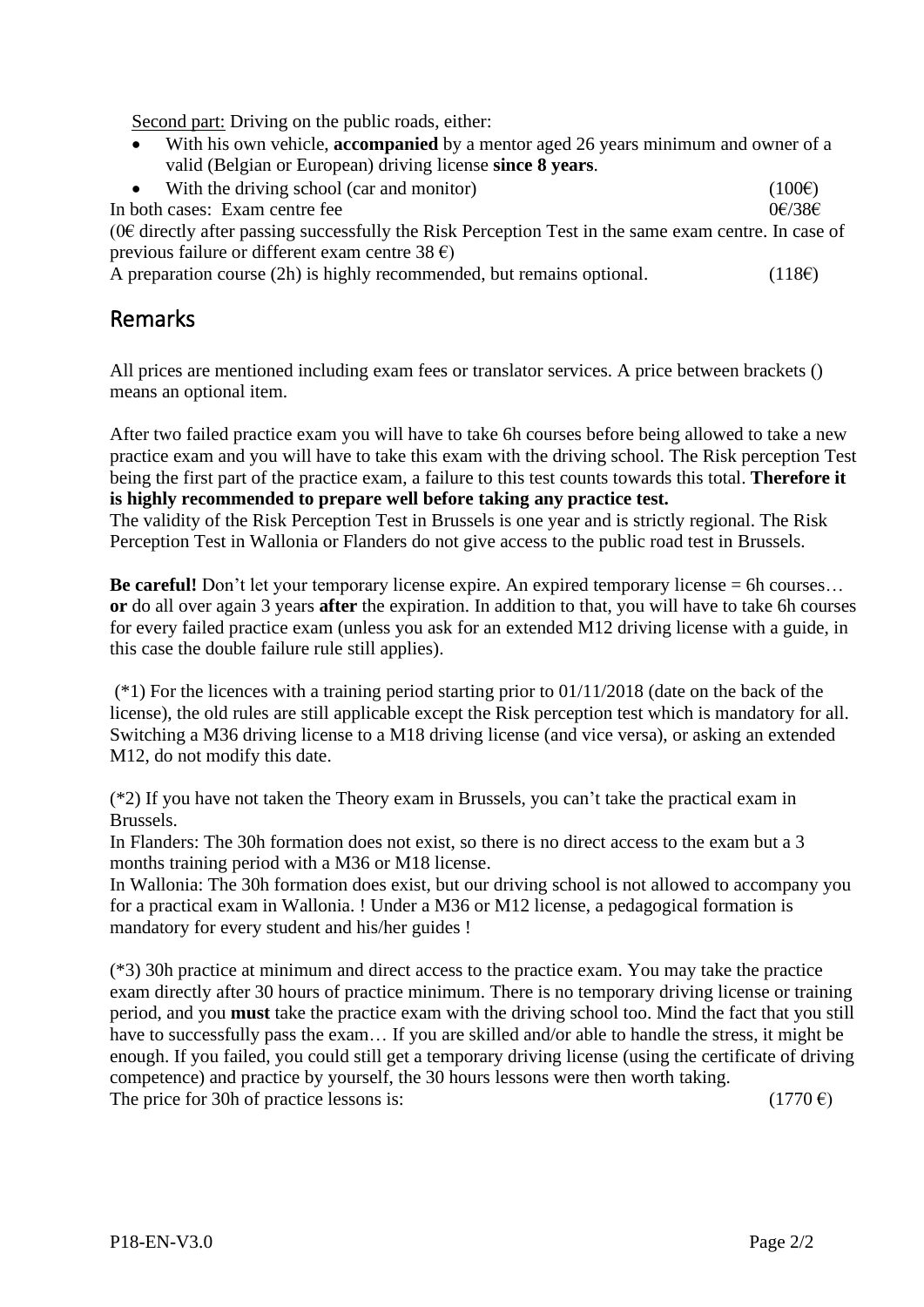<u>Second part:</u> Driving on the public roads, either:

- With his own vehicle, **accompanied** by a mentor aged 26 years minimum and owner of a valid (Belgian or European) driving license **since 8 years**.
- With the driving school (car and monitor) (100€)

In both cases: Exam centre fee 0€/38€

(0€ directly after passing successfully the Risk Perception Test in the same exam centre. In case of previous failure or different exam centre 38 €)

A preparation course (2h) is highly recommended, but remains optional. (118€)

## Remarks

All prices are mentioned including exam fees or translator services. A price between brackets () means an optional item.

After two failed practice exam you will have to take 6h courses before being allowed to take a new practice exam and you will have to take this exam with the driving school. The Risk perception Test being the first part of the practice exam, a failure to this test counts towards this total. **Therefore it is highly recommended to prepare well before taking any practice test.**

The validity of the Risk Perception Test in Brussels is one year and is strictly regional. The Risk Perception Test in Wallonia or Flanders do not give access to the public road test in Brussels.

**Be careful!** Don't let your temporary license expire. An expired temporary license = 6h courses… **or** do all over again 3 years **after** the expiration. In addition to that, you will have to take 6h courses for every failed practice exam (unless you ask for an extended M12 driving license with a guide, in this case the double failure rule still applies).

(*1) For the licences with a training period starting prior to 01/11/2018 (date on the back of the license), the old rules are still applicable except the Risk perception test which is mandatory for all. Switching a M36 driving license to a M18 driving license (and vice versa), or asking an extended M12, do not modify this date.

(*2) If you have not taken the Theory exam in Brussels, you can't take the practical exam in Brussels.

In Flanders: The 30h formation does not exist, so there is no direct access to the exam but a 3 months training period with a M36 or M18 license.

In Wallonia: The 30h formation does exist, but our driving school is not allowed to accompany you for a practical exam in Wallonia. ! Under a M36 or M12 license, a pedagogical formation is mandatory for every student and his/her guides !

(*3) 30h practice at minimum and direct access to the practice exam. You may take the practice exam directly after 30 hours of practice minimum. There is no temporary driving license or training period, and you **must** take the practice exam with the driving school too. Mind the fact that you still have to successfully pass the exam… If you are skilled and/or able to handle the stress, it might be enough. If you failed, you could still get a temporary driving license (using the certificate of driving competence) and practice by yourself, the 30 hours lessons were then worth taking.

The price for 30h of practice lessons is: (1770 €)